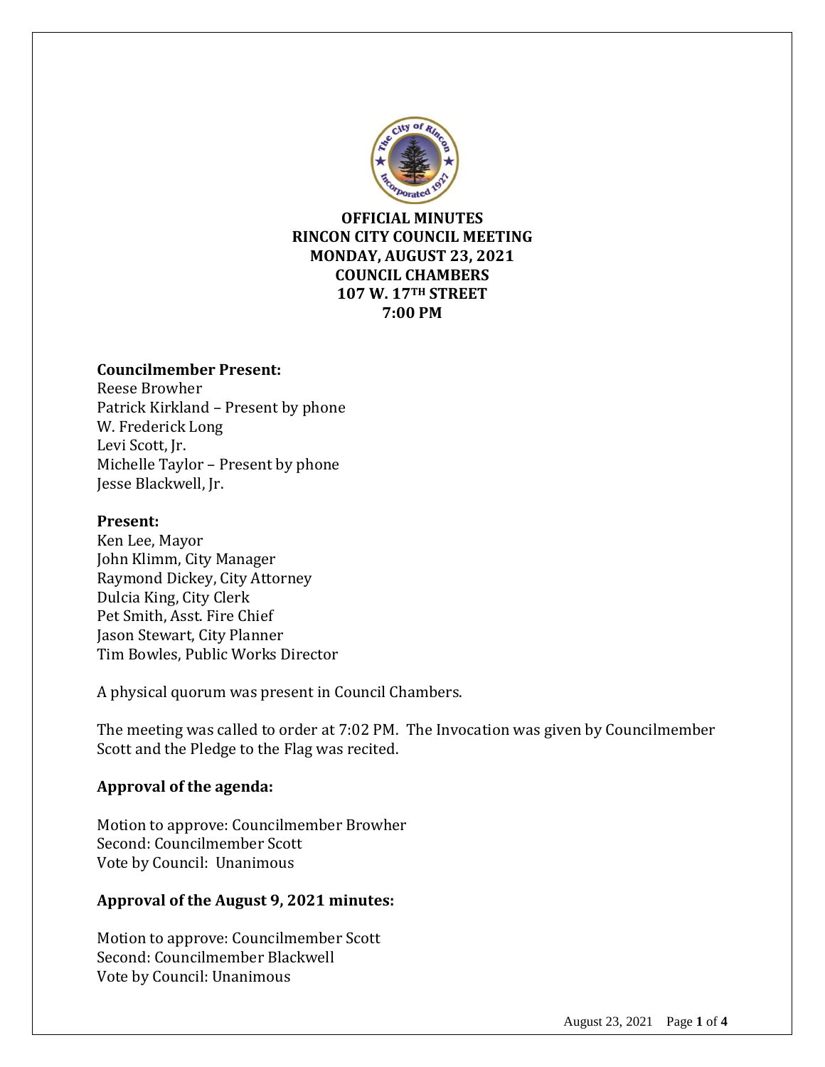**OFFICIAL MINUTES**
**RINCON CITY COUNCIL MEETING**
**MONDAY, AUGUST 23, 2021**
**COUNCIL CHAMBERS**
**107 W. 17TH STREET**
**7:00 PM**

**Councilmember Present:**
Reese Browher
Patrick Kirkland – Present by phone
W. Frederick Long
Levi Scott, Jr.
Michelle Taylor – Present by phone
Jesse Blackwell, Jr.

**Present:**
Ken Lee, Mayor
John Klimm, City Manager
Raymond Dickey, City Attorney
Dulcia King, City Clerk
Pet Smith, Asst. Fire Chief
Jason Stewart, City Planner
Tim Bowles, Public Works Director

A physical quorum was present in Council Chambers.

The meeting was called to order at 7:02 PM. The Invocation was given by Councilmember Scott and the Pledge to the Flag was recited.

**Approval of the agenda:**

Motion to approve: Councilmember Browher
Second: Councilmember Scott
Vote by Council: Unanimous

**Approval of the August 9, 2021 minutes:**

Motion to approve: Councilmember Scott
Second: Councilmember Blackwell
Vote by Council: Unanimous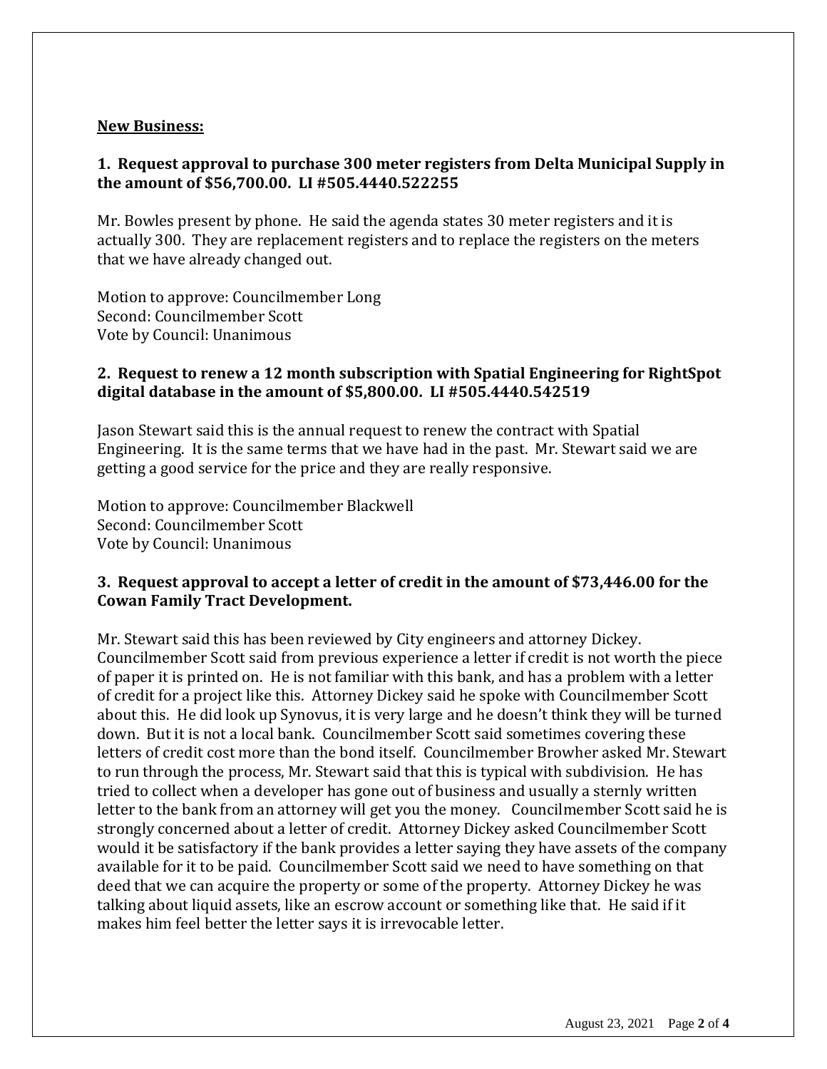**New Business:**

### 1. Request approval to purchase 300 meter registers from Delta Municipal Supply in the amount of $56,700.00. LI #505.4440.522255

Mr. Bowles present by phone. He said the agenda states 30 meter registers and it is actually 300. They are replacement registers and to replace the registers on the meters that we have already changed out.

Motion to approve: Councilmember Long
Second: Councilmember Scott
Vote by Council: Unanimous

### 2. Request to renew a 12 month subscription with Spatial Engineering for RightSpot digital database in the amount of $5,800.00. LI #505.4440.542519

Jason Stewart said this is the annual request to renew the contract with Spatial Engineering. It is the same terms that we have had in the past. Mr. Stewart said we are getting a good service for the price and they are really responsive.

Motion to approve: Councilmember Blackwell
Second: Councilmember Scott
Vote by Council: Unanimous

### 3. Request approval to accept a letter of credit in the amount of $73,446.00 for the Cowan Family Tract Development.

Mr. Stewart said this has been reviewed by City engineers and attorney Dickey. Councilmember Scott said from previous experience a letter if credit is not worth the piece of paper it is printed on. He is not familiar with this bank, and has a problem with a letter of credit for a project like this. Attorney Dickey said he spoke with Councilmember Scott about this. He did look up Synovus, it is very large and he doesn't think they will be turned down. But it is not a local bank. Councilmember Scott said sometimes covering these letters of credit cost more than the bond itself. Councilmember Browher asked Mr. Stewart to run through the process, Mr. Stewart said that this is typical with subdivision. He has tried to collect when a developer has gone out of business and usually a sternly written letter to the bank from an attorney will get you the money. Councilmember Scott said he is strongly concerned about a letter of credit. Attorney Dickey asked Councilmember Scott would it be satisfactory if the bank provides a letter saying they have assets of the company available for it to be paid. Councilmember Scott said we need to have something on that deed that we can acquire the property or some of the property. Attorney Dickey he was talking about liquid assets, like an escrow account or something like that. He said if it makes him feel better the letter says it is irrevocable letter.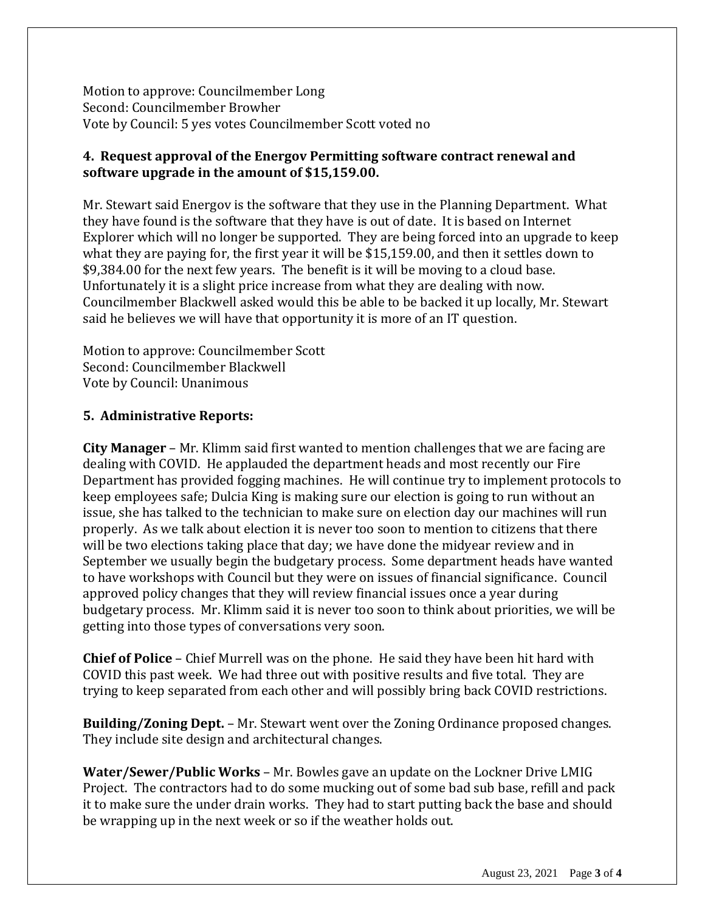Motion to approve: Councilmember Long
Second: Councilmember Browher
Vote by Council: 5 yes votes Councilmember Scott voted no

**4. Request approval of the Energov Permitting software contract renewal and software upgrade in the amount of $15,159.00.**

Mr. Stewart said Energov is the software that they use in the Planning Department. What they have found is the software that they have is out of date. It is based on Internet Explorer which will no longer be supported. They are being forced into an upgrade to keep what they are paying for, the first year it will be $15,159.00, and then it settles down to $9,384.00 for the next few years. The benefit is it will be moving to a cloud base. Unfortunately it is a slight price increase from what they are dealing with now. Councilmember Blackwell asked would this be able to be backed it up locally, Mr. Stewart said he believes we will have that opportunity it is more of an IT question.

Motion to approve: Councilmember Scott
Second: Councilmember Blackwell
Vote by Council: Unanimous

**5. Administrative Reports:**

**City Manager** – Mr. Klimm said first wanted to mention challenges that we are facing are dealing with COVID. He applauded the department heads and most recently our Fire Department has provided fogging machines. He will continue try to implement protocols to keep employees safe; Dulcia King is making sure our election is going to run without an issue, she has talked to the technician to make sure on election day our machines will run properly. As we talk about election it is never too soon to mention to citizens that there will be two elections taking place that day; we have done the midyear review and in September we usually begin the budgetary process. Some department heads have wanted to have workshops with Council but they were on issues of financial significance. Council approved policy changes that they will review financial issues once a year during budgetary process. Mr. Klimm said it is never too soon to think about priorities, we will be getting into those types of conversations very soon.

**Chief of Police** – Chief Murrell was on the phone. He said they have been hit hard with COVID this past week. We had three out with positive results and five total. They are trying to keep separated from each other and will possibly bring back COVID restrictions.

**Building/Zoning Dept.** – Mr. Stewart went over the Zoning Ordinance proposed changes. They include site design and architectural changes.

**Water/Sewer/Public Works** – Mr. Bowles gave an update on the Lockner Drive LMIG Project. The contractors had to do some mucking out of some bad sub base, refill and pack it to make sure the under drain works. They had to start putting back the base and should be wrapping up in the next week or so if the weather holds out.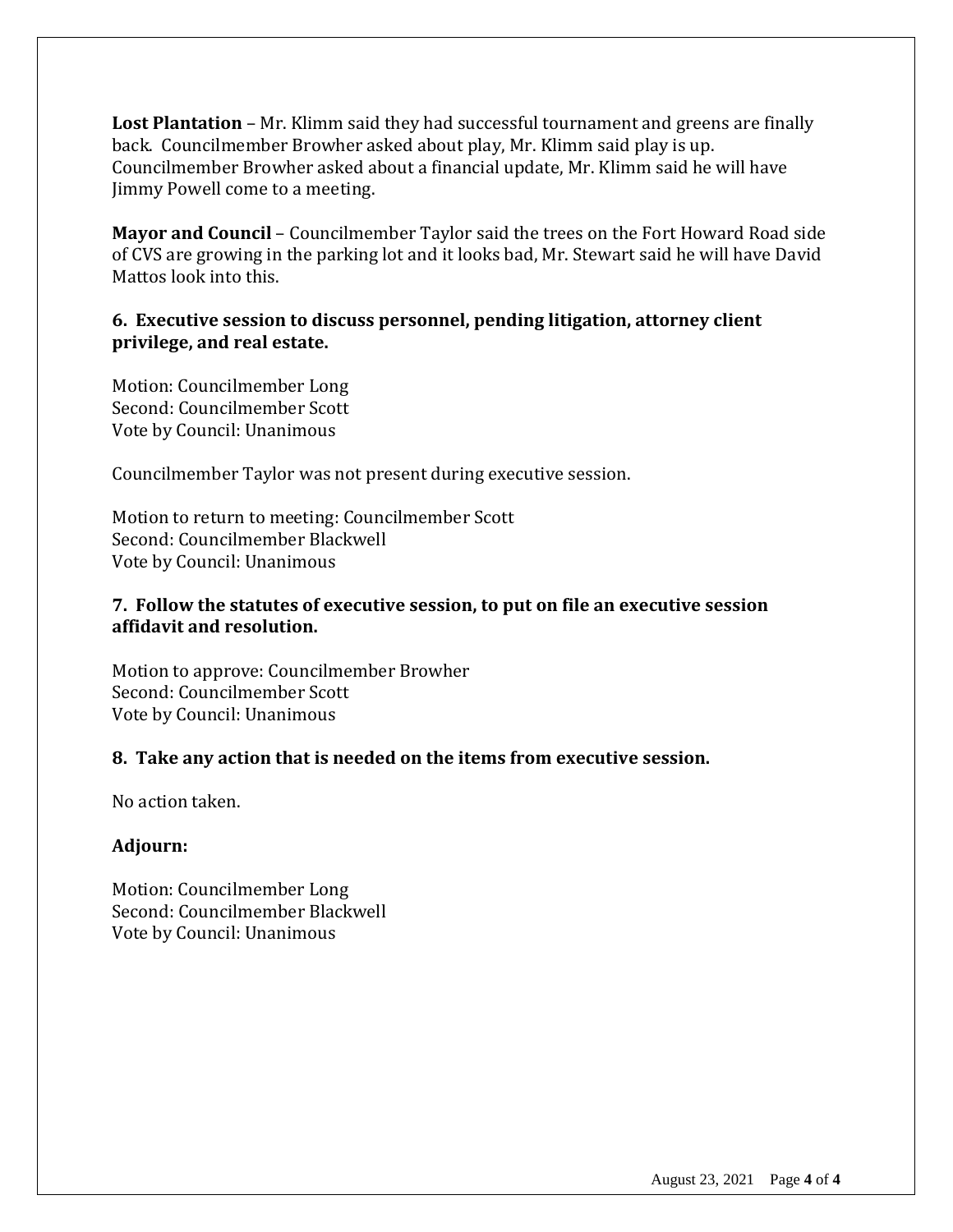**Lost Plantation** – Mr. Klimm said they had successful tournament and greens are finally back. Councilmember Browher asked about play, Mr. Klimm said play is up. Councilmember Browher asked about a financial update, Mr. Klimm said he will have Jimmy Powell come to a meeting.

**Mayor and Council** – Councilmember Taylor said the trees on the Fort Howard Road side of CVS are growing in the parking lot and it looks bad, Mr. Stewart said he will have David Mattos look into this.

**6. Executive session to discuss personnel, pending litigation, attorney client privilege, and real estate.**

Motion: Councilmember Long
Second: Councilmember Scott
Vote by Council: Unanimous

Councilmember Taylor was not present during executive session.

Motion to return to meeting: Councilmember Scott
Second: Councilmember Blackwell
Vote by Council: Unanimous

**7. Follow the statutes of executive session, to put on file an executive session affidavit and resolution.**

Motion to approve: Councilmember Browher
Second: Councilmember Scott
Vote by Council: Unanimous

**8. Take any action that is needed on the items from executive session.**

No action taken.

**Adjourn:**

Motion: Councilmember Long
Second: Councilmember Blackwell
Vote by Council: Unanimous